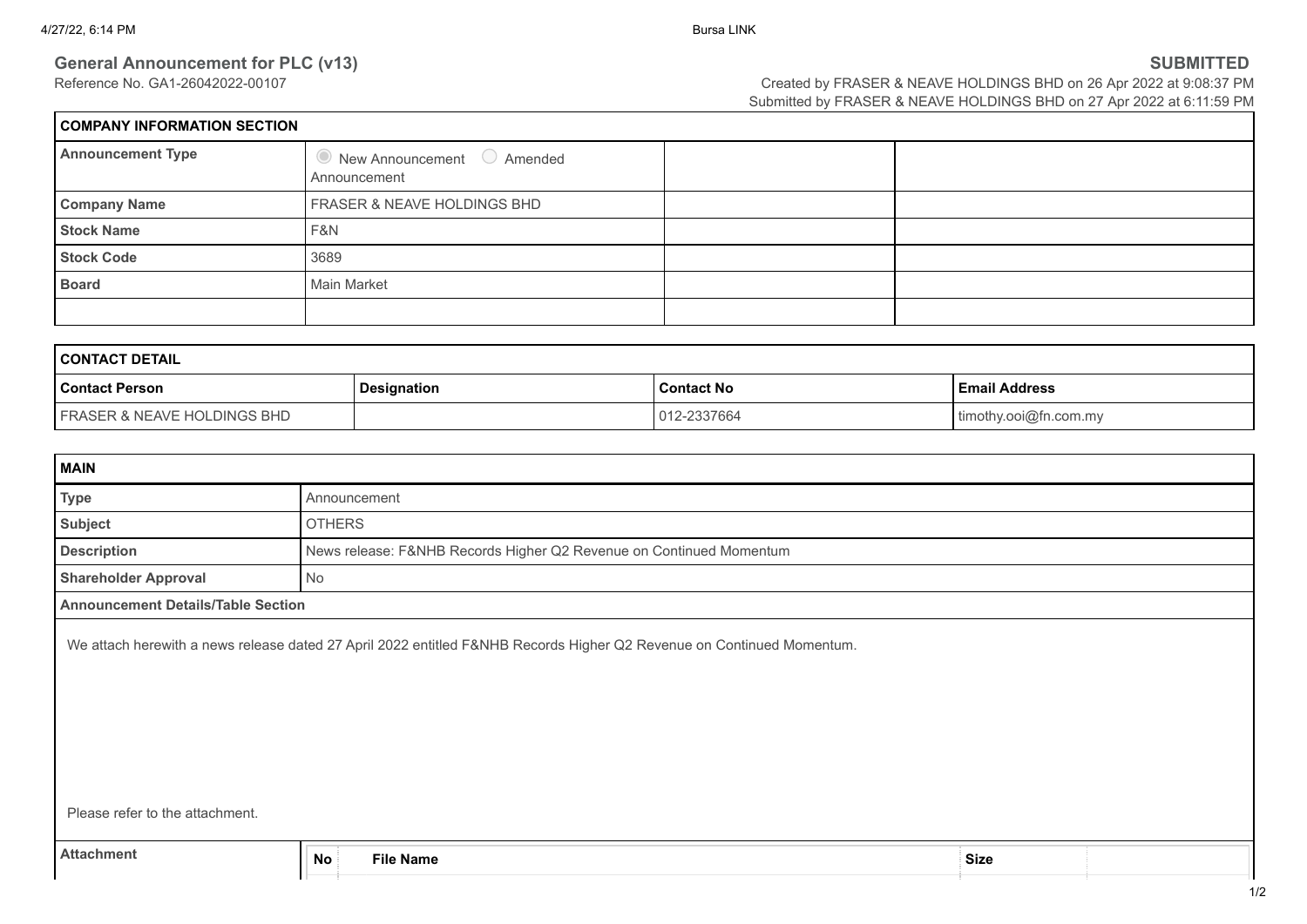## General Announcement for PLC (v13)

**SUBMITTED**

Reference No. GA1-26042022-00107

Created by FRASER & NEAVE HOLDINGS BHD on 26 Apr 2022 at 9:08:37 PM
Submitted by FRASER & NEAVE HOLDINGS BHD on 27 Apr 2022 at 6:11:59 PM

| COMPANY INFORMATION SECTION | | | |
|---|---|---|---|
| **Announcement Type** | New Announcement ○ Amended Announcement | | |
| **Company Name** | FRASER & NEAVE HOLDINGS BHD | | |
| **Stock Name** | F&N | | |
| **Stock Code** | 3689 | | |
| **Board** | Main Market | | |
| | | | |

| CONTACT DETAIL | | | |
|---|---|---|---|
| **Contact Person** | **Designation** | **Contact No** | **Email Address** |
| FRASER & NEAVE HOLDINGS BHD | | 012-2337664 | timothy.ooi@fn.com.my |

| MAIN | |
|---|---|
| **Type** | Announcement |
| **Subject** | OTHERS |
| **Description** | News release: F&NHB Records Higher Q2 Revenue on Continued Momentum |
| **Shareholder Approval** | No |

**Announcement Details/Table Section**

We attach herewith a news release dated 27 April 2022 entitled F&NHB Records Higher Q2 Revenue on Continued Momentum.

Please refer to the attachment.

| Attachment | No | File Name | Size |
|---|---|---|---|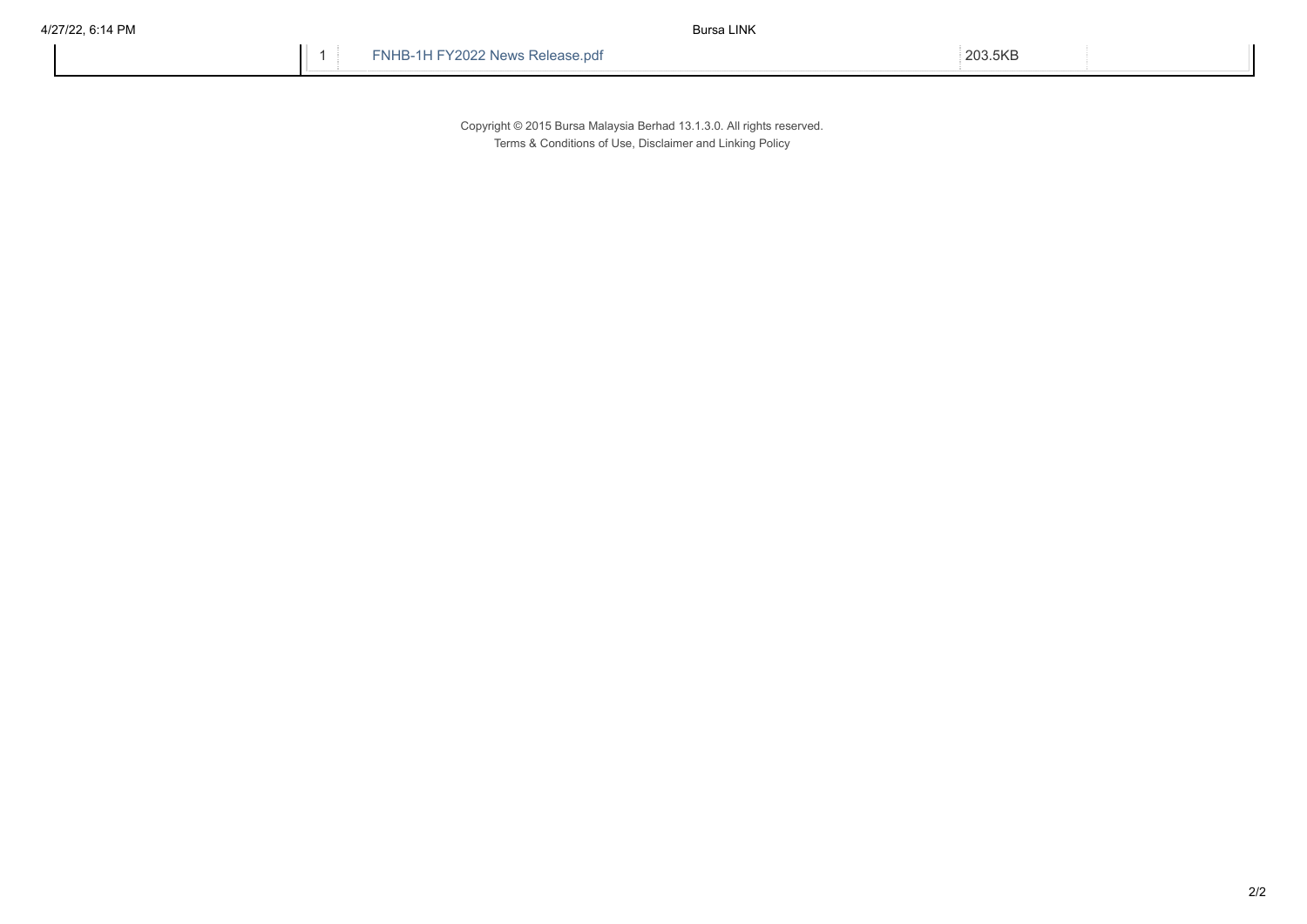| | | |
|---|---|---|
| 1 | FNHB-1H FY2022 News Release.pdf | 203.5KB |

Copyright © 2015 Bursa Malaysia Berhad 13.1.3.0. All rights reserved.
Terms & Conditions of Use, Disclaimer and Linking Policy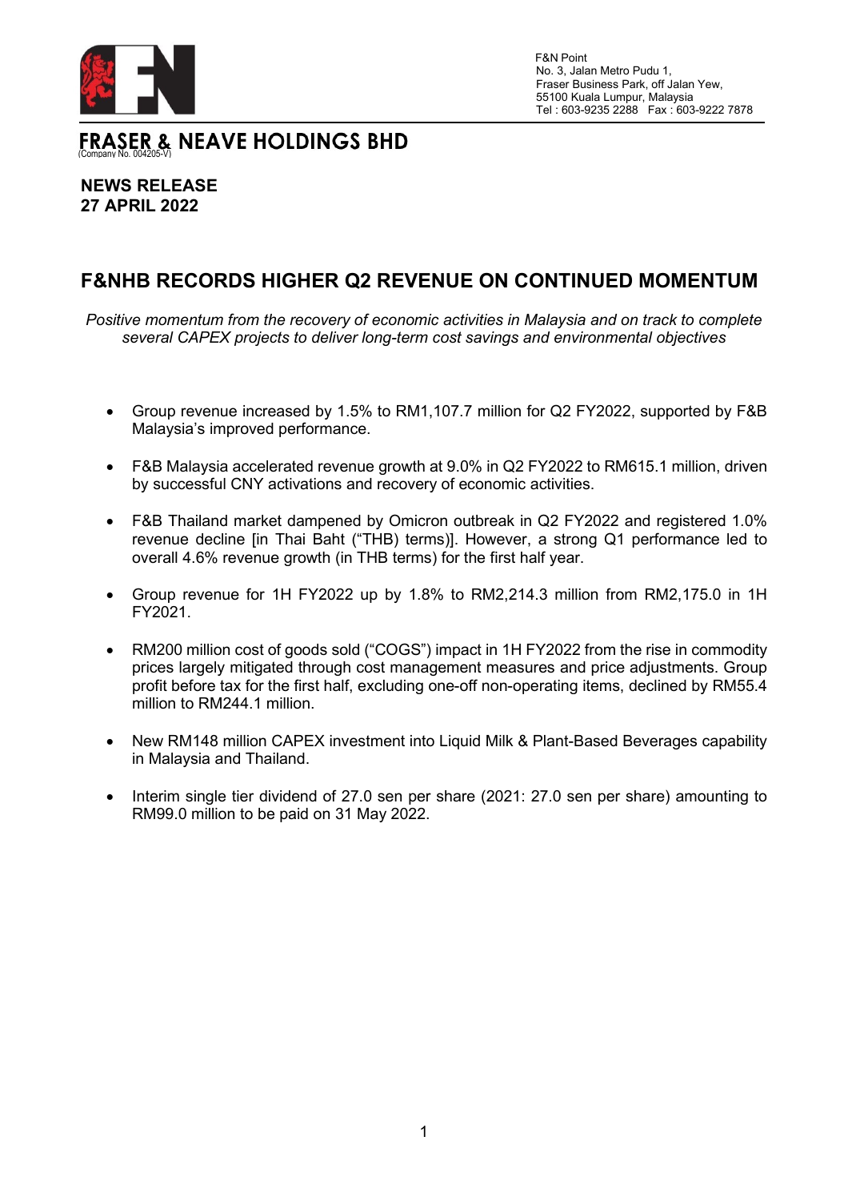F&N Point
No. 3, Jalan Metro Pudu 1,
Fraser Business Park, off Jalan Yew,
55100 Kuala Lumpur, Malaysia
Tel : 603-9235 2288 Fax : 603-9222 7878

**FRASER & NEAVE HOLDINGS BHD**
(Company No. 004205-V)

**NEWS RELEASE**
**27 APRIL 2022**

# F&NHB RECORDS HIGHER Q2 REVENUE ON CONTINUED MOMENTUM

*Positive momentum from the recovery of economic activities in Malaysia and on track to complete several CAPEX projects to deliver long-term cost savings and environmental objectives*

- Group revenue increased by 1.5% to RM1,107.7 million for Q2 FY2022, supported by F&B Malaysia's improved performance.
- F&B Malaysia accelerated revenue growth at 9.0% in Q2 FY2022 to RM615.1 million, driven by successful CNY activations and recovery of economic activities.
- F&B Thailand market dampened by Omicron outbreak in Q2 FY2022 and registered 1.0% revenue decline [in Thai Baht ("THB) terms)]. However, a strong Q1 performance led to overall 4.6% revenue growth (in THB terms) for the first half year.
- Group revenue for 1H FY2022 up by 1.8% to RM2,214.3 million from RM2,175.0 in 1H FY2021.
- RM200 million cost of goods sold ("COGS") impact in 1H FY2022 from the rise in commodity prices largely mitigated through cost management measures and price adjustments. Group profit before tax for the first half, excluding one-off non-operating items, declined by RM55.4 million to RM244.1 million.
- New RM148 million CAPEX investment into Liquid Milk & Plant-Based Beverages capability in Malaysia and Thailand.
- Interim single tier dividend of 27.0 sen per share (2021: 27.0 sen per share) amounting to RM99.0 million to be paid on 31 May 2022.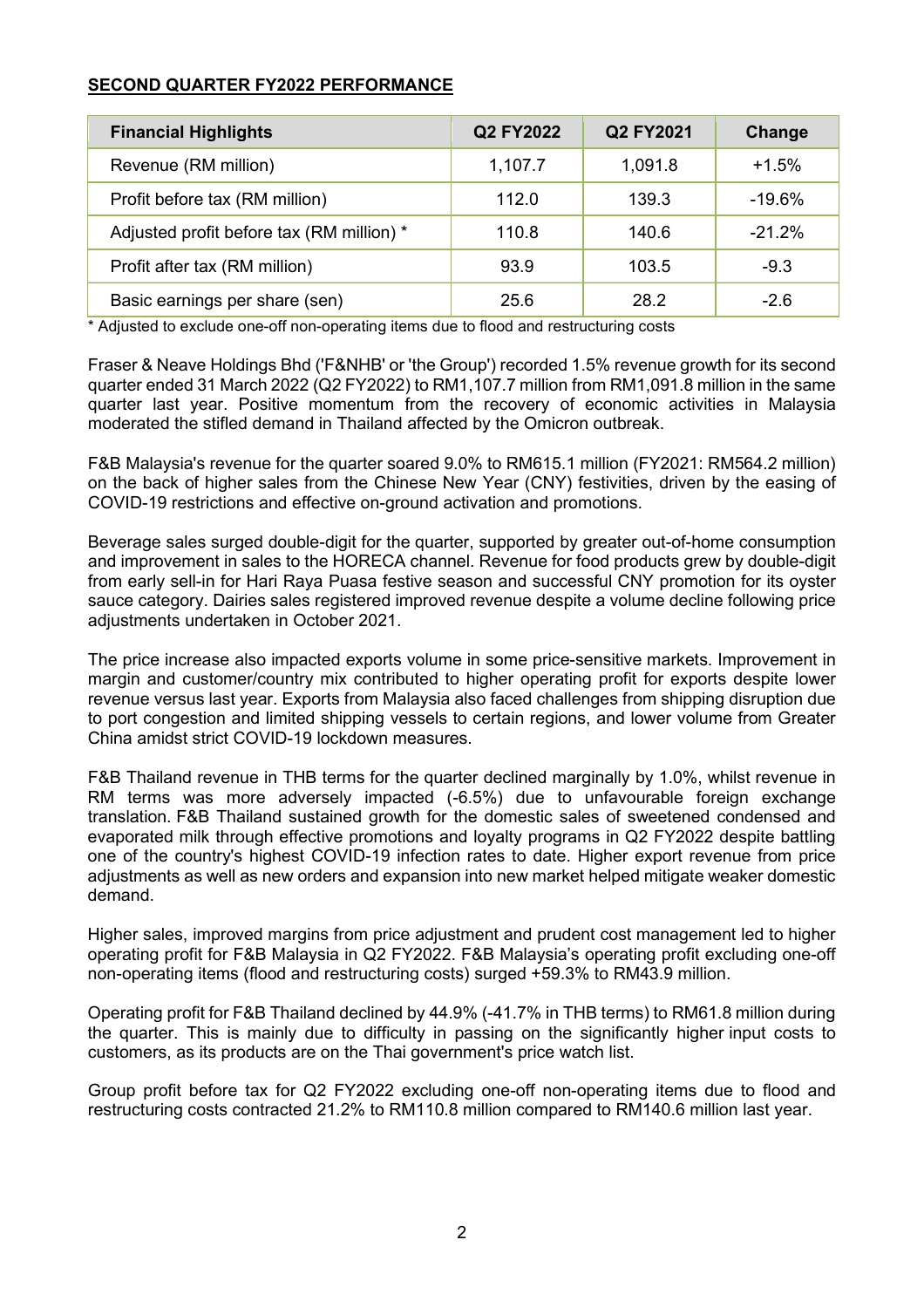## SECOND QUARTER FY2022 PERFORMANCE

| Financial Highlights | Q2 FY2022 | Q2 FY2021 | Change |
|---|---|---|---|
| Revenue (RM million) | 1,107.7 | 1,091.8 | +1.5% |
| Profit before tax (RM million) | 112.0 | 139.3 | -19.6% |
| Adjusted profit before tax (RM million) * | 110.8 | 140.6 | -21.2% |
| Profit after tax (RM million) | 93.9 | 103.5 | -9.3 |
| Basic earnings per share (sen) | 25.6 | 28.2 | -2.6 |

* Adjusted to exclude one-off non-operating items due to flood and restructuring costs

Fraser & Neave Holdings Bhd ('F&NHB' or 'the Group') recorded 1.5% revenue growth for its second quarter ended 31 March 2022 (Q2 FY2022) to RM1,107.7 million from RM1,091.8 million in the same quarter last year. Positive momentum from the recovery of economic activities in Malaysia moderated the stifled demand in Thailand affected by the Omicron outbreak.

F&B Malaysia's revenue for the quarter soared 9.0% to RM615.1 million (FY2021: RM564.2 million) on the back of higher sales from the Chinese New Year (CNY) festivities, driven by the easing of COVID-19 restrictions and effective on-ground activation and promotions.

Beverage sales surged double-digit for the quarter, supported by greater out-of-home consumption and improvement in sales to the HORECA channel. Revenue for food products grew by double-digit from early sell-in for Hari Raya Puasa festive season and successful CNY promotion for its oyster sauce category. Dairies sales registered improved revenue despite a volume decline following price adjustments undertaken in October 2021.

The price increase also impacted exports volume in some price-sensitive markets. Improvement in margin and customer/country mix contributed to higher operating profit for exports despite lower revenue versus last year. Exports from Malaysia also faced challenges from shipping disruption due to port congestion and limited shipping vessels to certain regions, and lower volume from Greater China amidst strict COVID-19 lockdown measures.

F&B Thailand revenue in THB terms for the quarter declined marginally by 1.0%, whilst revenue in RM terms was more adversely impacted (-6.5%) due to unfavourable foreign exchange translation. F&B Thailand sustained growth for the domestic sales of sweetened condensed and evaporated milk through effective promotions and loyalty programs in Q2 FY2022 despite battling one of the country's highest COVID-19 infection rates to date. Higher export revenue from price adjustments as well as new orders and expansion into new market helped mitigate weaker domestic demand.

Higher sales, improved margins from price adjustment and prudent cost management led to higher operating profit for F&B Malaysia in Q2 FY2022. F&B Malaysia's operating profit excluding one-off non-operating items (flood and restructuring costs) surged +59.3% to RM43.9 million.

Operating profit for F&B Thailand declined by 44.9% (-41.7% in THB terms) to RM61.8 million during the quarter. This is mainly due to difficulty in passing on the significantly higher input costs to customers, as its products are on the Thai government's price watch list.

Group profit before tax for Q2 FY2022 excluding one-off non-operating items due to flood and restructuring costs contracted 21.2% to RM110.8 million compared to RM140.6 million last year.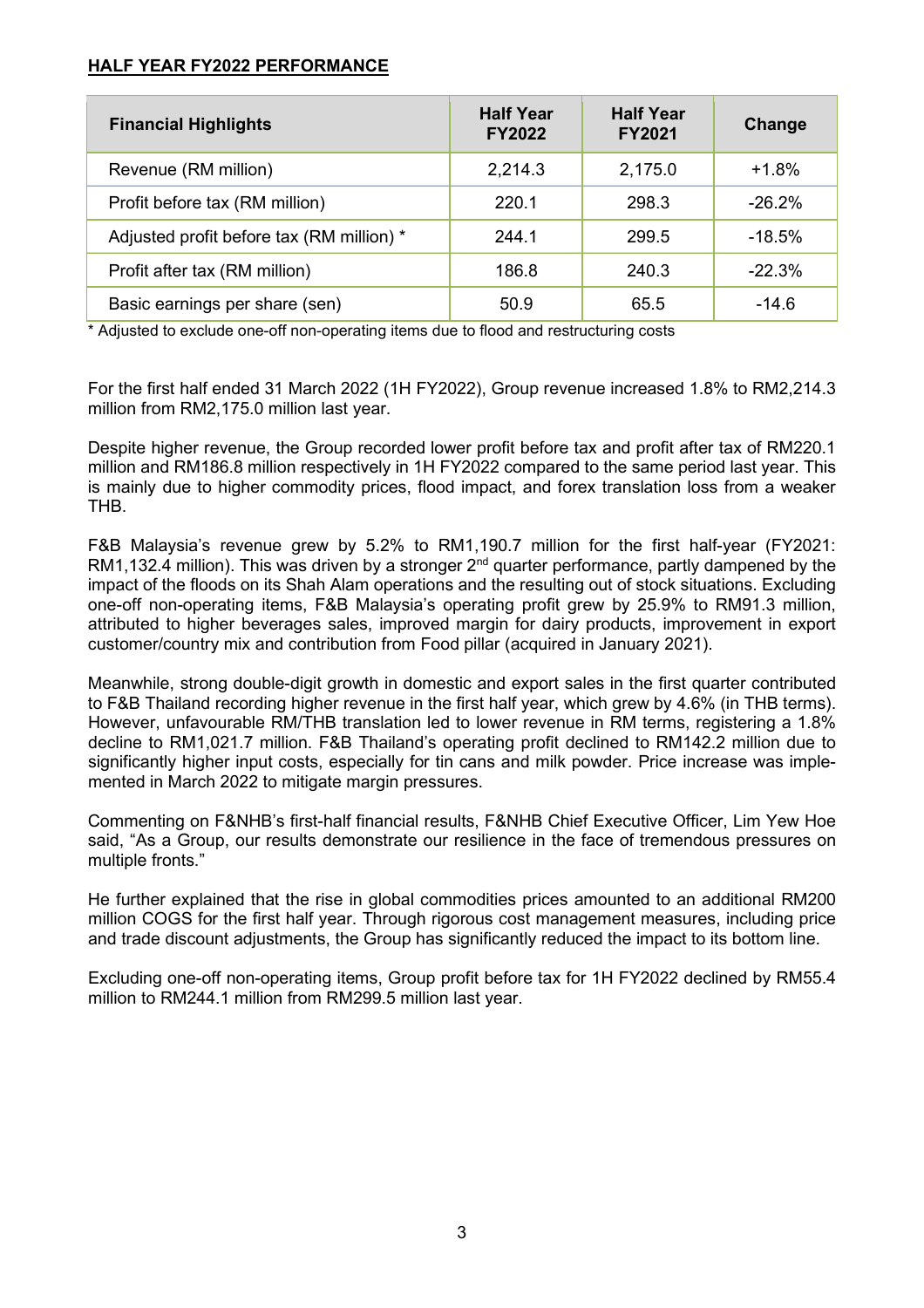**HALF YEAR FY2022 PERFORMANCE**

| Financial Highlights | Half Year FY2022 | Half Year FY2021 | Change |
|---|---|---|---|
| Revenue (RM million) | 2,214.3 | 2,175.0 | +1.8% |
| Profit before tax (RM million) | 220.1 | 298.3 | -26.2% |
| Adjusted profit before tax (RM million) * | 244.1 | 299.5 | -18.5% |
| Profit after tax (RM million) | 186.8 | 240.3 | -22.3% |
| Basic earnings per share (sen) | 50.9 | 65.5 | -14.6 |

* Adjusted to exclude one-off non-operating items due to flood and restructuring costs

For the first half ended 31 March 2022 (1H FY2022), Group revenue increased 1.8% to RM2,214.3 million from RM2,175.0 million last year.

Despite higher revenue, the Group recorded lower profit before tax and profit after tax of RM220.1 million and RM186.8 million respectively in 1H FY2022 compared to the same period last year. This is mainly due to higher commodity prices, flood impact, and forex translation loss from a weaker THB.

F&B Malaysia's revenue grew by 5.2% to RM1,190.7 million for the first half-year (FY2021: RM1,132.4 million). This was driven by a stronger 2nd quarter performance, partly dampened by the impact of the floods on its Shah Alam operations and the resulting out of stock situations. Excluding one-off non-operating items, F&B Malaysia's operating profit grew by 25.9% to RM91.3 million, attributed to higher beverages sales, improved margin for dairy products, improvement in export customer/country mix and contribution from Food pillar (acquired in January 2021).

Meanwhile, strong double-digit growth in domestic and export sales in the first quarter contributed to F&B Thailand recording higher revenue in the first half year, which grew by 4.6% (in THB terms). However, unfavourable RM/THB translation led to lower revenue in RM terms, registering a 1.8% decline to RM1,021.7 million. F&B Thailand's operating profit declined to RM142.2 million due to significantly higher input costs, especially for tin cans and milk powder. Price increase was implemented in March 2022 to mitigate margin pressures.

Commenting on F&NHB's first-half financial results, F&NHB Chief Executive Officer, Lim Yew Hoe said, "As a Group, our results demonstrate our resilience in the face of tremendous pressures on multiple fronts."

He further explained that the rise in global commodities prices amounted to an additional RM200 million COGS for the first half year. Through rigorous cost management measures, including price and trade discount adjustments, the Group has significantly reduced the impact to its bottom line.

Excluding one-off non-operating items, Group profit before tax for 1H FY2022 declined by RM55.4 million to RM244.1 million from RM299.5 million last year.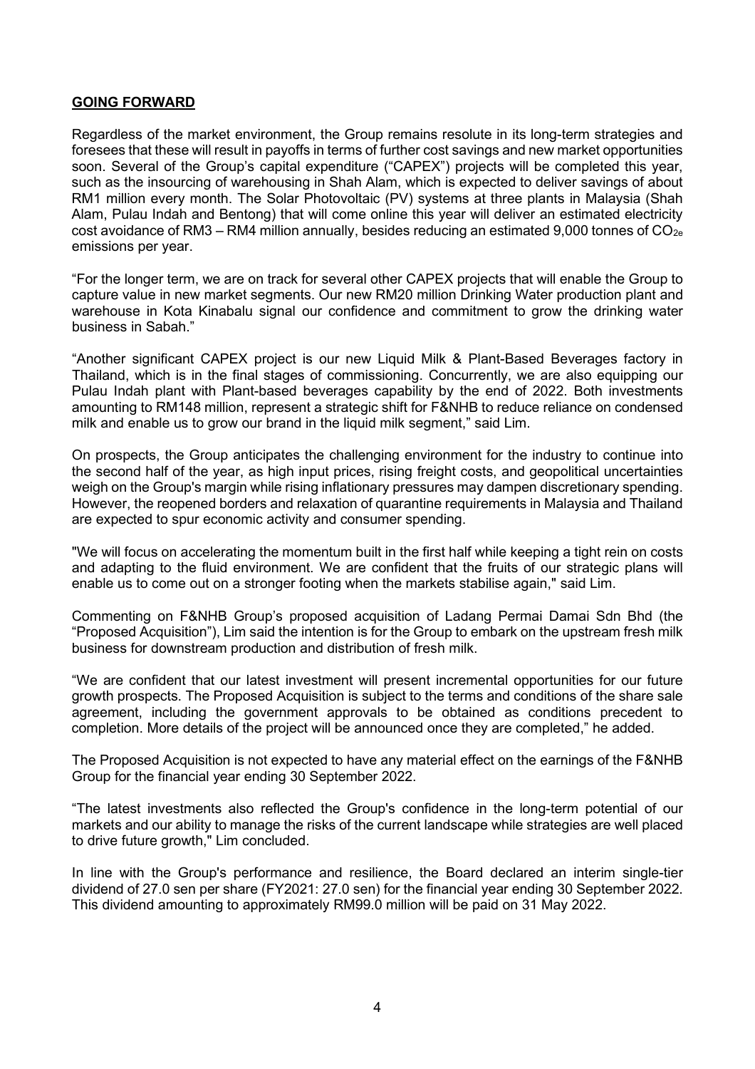## GOING FORWARD

Regardless of the market environment, the Group remains resolute in its long-term strategies and foresees that these will result in payoffs in terms of further cost savings and new market opportunities soon. Several of the Group's capital expenditure ("CAPEX") projects will be completed this year, such as the insourcing of warehousing in Shah Alam, which is expected to deliver savings of about RM1 million every month. The Solar Photovoltaic (PV) systems at three plants in Malaysia (Shah Alam, Pulau Indah and Bentong) that will come online this year will deliver an estimated electricity cost avoidance of RM3 – RM4 million annually, besides reducing an estimated 9,000 tonnes of $CO_{2e}$ emissions per year.

"For the longer term, we are on track for several other CAPEX projects that will enable the Group to capture value in new market segments. Our new RM20 million Drinking Water production plant and warehouse in Kota Kinabalu signal our confidence and commitment to grow the drinking water business in Sabah."

"Another significant CAPEX project is our new Liquid Milk & Plant-Based Beverages factory in Thailand, which is in the final stages of commissioning. Concurrently, we are also equipping our Pulau Indah plant with Plant-based beverages capability by the end of 2022. Both investments amounting to RM148 million, represent a strategic shift for F&NHB to reduce reliance on condensed milk and enable us to grow our brand in the liquid milk segment," said Lim.

On prospects, the Group anticipates the challenging environment for the industry to continue into the second half of the year, as high input prices, rising freight costs, and geopolitical uncertainties weigh on the Group's margin while rising inflationary pressures may dampen discretionary spending. However, the reopened borders and relaxation of quarantine requirements in Malaysia and Thailand are expected to spur economic activity and consumer spending.

"We will focus on accelerating the momentum built in the first half while keeping a tight rein on costs and adapting to the fluid environment. We are confident that the fruits of our strategic plans will enable us to come out on a stronger footing when the markets stabilise again," said Lim.

Commenting on F&NHB Group's proposed acquisition of Ladang Permai Damai Sdn Bhd (the "Proposed Acquisition"), Lim said the intention is for the Group to embark on the upstream fresh milk business for downstream production and distribution of fresh milk.

"We are confident that our latest investment will present incremental opportunities for our future growth prospects. The Proposed Acquisition is subject to the terms and conditions of the share sale agreement, including the government approvals to be obtained as conditions precedent to completion. More details of the project will be announced once they are completed," he added.

The Proposed Acquisition is not expected to have any material effect on the earnings of the F&NHB Group for the financial year ending 30 September 2022.

"The latest investments also reflected the Group's confidence in the long-term potential of our markets and our ability to manage the risks of the current landscape while strategies are well placed to drive future growth," Lim concluded.

In line with the Group's performance and resilience, the Board declared an interim single-tier dividend of 27.0 sen per share (FY2021: 27.0 sen) for the financial year ending 30 September 2022. This dividend amounting to approximately RM99.0 million will be paid on 31 May 2022.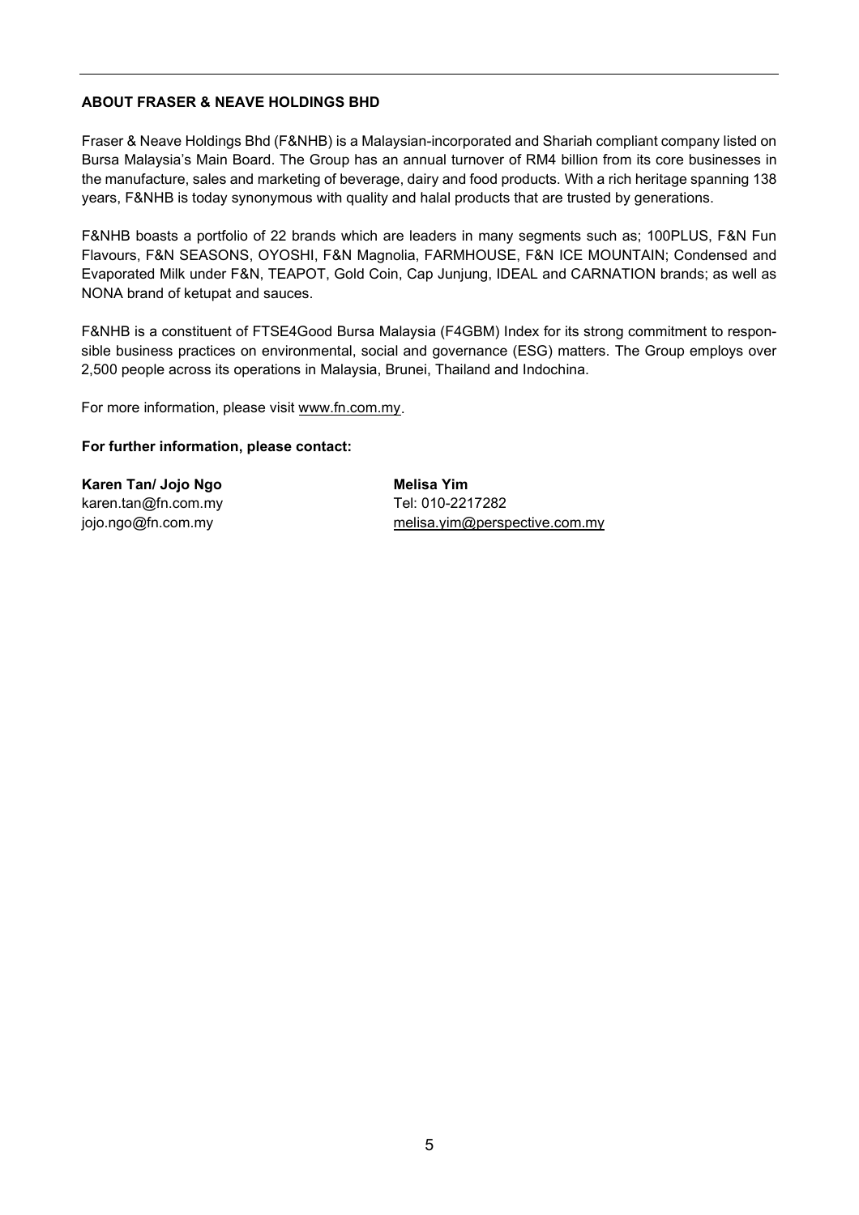**ABOUT FRASER & NEAVE HOLDINGS BHD**

Fraser & Neave Holdings Bhd (F&NHB) is a Malaysian-incorporated and Shariah compliant company listed on Bursa Malaysia's Main Board. The Group has an annual turnover of RM4 billion from its core businesses in the manufacture, sales and marketing of beverage, dairy and food products. With a rich heritage spanning 138 years, F&NHB is today synonymous with quality and halal products that are trusted by generations.

F&NHB boasts a portfolio of 22 brands which are leaders in many segments such as; 100PLUS, F&N Fun Flavours, F&N SEASONS, OYOSHI, F&N Magnolia, FARMHOUSE, F&N ICE MOUNTAIN; Condensed and Evaporated Milk under F&N, TEAPOT, Gold Coin, Cap Junjung, IDEAL and CARNATION brands; as well as NONA brand of ketupat and sauces.

F&NHB is a constituent of FTSE4Good Bursa Malaysia (F4GBM) Index for its strong commitment to responsible business practices on environmental, social and governance (ESG) matters. The Group employs over 2,500 people across its operations in Malaysia, Brunei, Thailand and Indochina.

For more information, please visit www.fn.com.my.

**For further information, please contact:**

**Karen Tan/ Jojo Ngo**
karen.tan@fn.com.my
jojo.ngo@fn.com.my

**Melisa Yim**
Tel: 010-2217282
melisa.yim@perspective.com.my